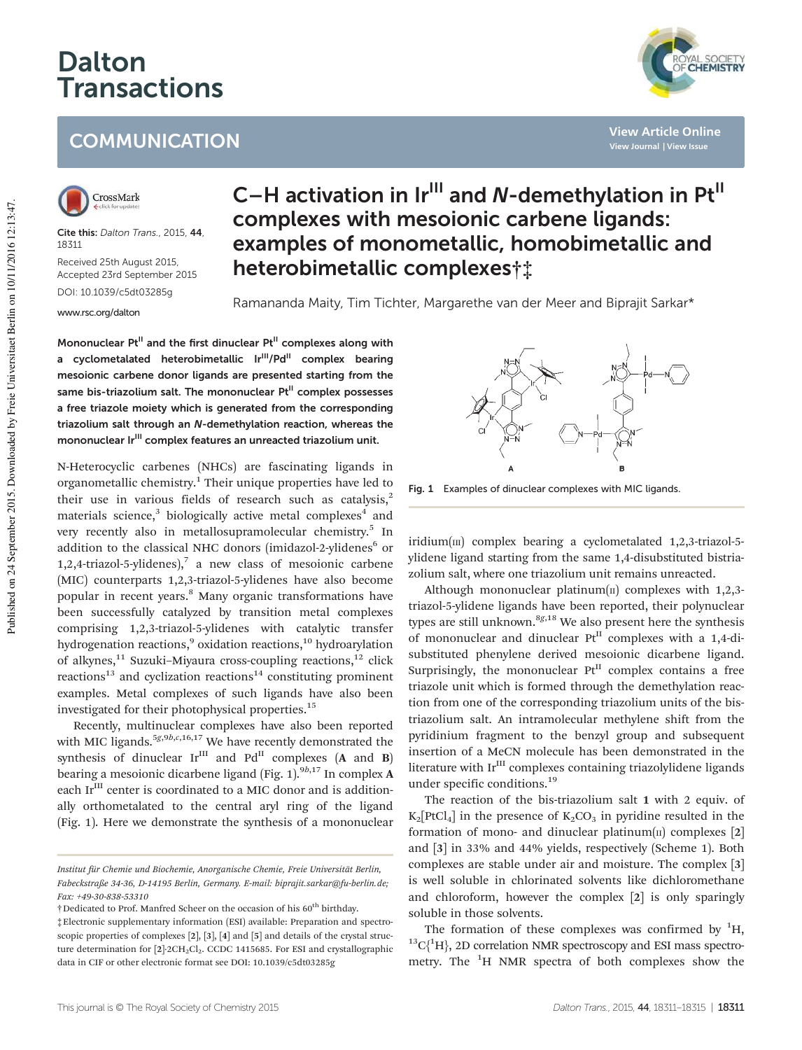# C–H activation in Ir$^{III}$ and *N*-demethylation in Pt$^{II}$ complexes with mesoionic carbene ligands: examples of monometallic, homobimetallic and heterobimetallic complexes†‡

Ramananda Maity, Tim Tichter, Margarethe van der Meer and Biprajit Sarkar*

Cite this: *Dalton Trans.*, 2015, **44**, 18311

Received 25th August 2015, Accepted 23rd September 2015

DOI: 10.1039/c5dt03285g

www.rsc.org/dalton

**Mononuclear Pt$^{II}$ and the first dinuclear Pt$^{II}$ complexes along with a cyclometalated heterobimetallic Ir$^{III}$/Pd$^{II}$ complex bearing mesoionic carbene donor ligands are presented starting from the same bis-triazolium salt. The mononuclear Pt$^{II}$ complex possesses a free triazole moiety which is generated from the corresponding triazolium salt through an *N*-demethylation reaction, whereas the mononuclear Ir$^{III}$ complex features an unreacted triazolium unit.**

N-Heterocyclic carbenes (NHCs) are fascinating ligands in organometallic chemistry.[1] Their unique properties have led to their use in various fields of research such as catalysis,[2] materials science,[3] biologically active metal complexes[4] and very recently also in metallosupramolecular chemistry.[5] In addition to the classical NHC donors (imidazol-2-ylidenes[6] or 1,2,4-triazol-5-ylidenes),[7] a new class of mesoionic carbene (MIC) counterparts 1,2,3-triazol-5-ylidenes have also become popular in recent years.[8] Many organic transformations have been successfully catalyzed by transition metal complexes comprising 1,2,3-triazol-5-ylidenes with catalytic transfer hydrogenation reactions,[9] oxidation reactions,[10] hydroarylation of alkynes,[11] Suzuki–Miyaura cross-coupling reactions,[12] click reactions[13] and cyclization reactions[14] constituting prominent examples. Metal complexes of such ligands have also been investigated for their photophysical properties.[15]

Recently, multinuclear complexes have also been reported with MIC ligands.[5g,9b,c,16,17] We have recently demonstrated the synthesis of dinuclear Ir$^{III}$ and Pd$^{II}$ complexes (**A** and **B**) bearing a mesoionic dicarbene ligand (Fig. 1).[9b,17] In complex **A** each Ir$^{III}$ center is coordinated to a MIC donor and is additionally orthometalated to the central aryl ring of the ligand (Fig. 1). Here we demonstrate the synthesis of a mononuclear iridium(III) complex bearing a cyclometalated 1,2,3-triazol-5-ylidene ligand starting from the same 1,4-disubstituted bistriazolium salt, where one triazolium unit remains unreacted.

**Fig. 1** Examples of dinuclear complexes with MIC ligands.

Although mononuclear platinum(II) complexes with 1,2,3-triazol-5-ylidene ligands have been reported, their polynuclear types are still unknown.[8g,18] We also present here the synthesis of mononuclear and dinuclear Pt$^{II}$ complexes with a 1,4-disubstituted phenylene derived mesoionic dicarbene ligand. Surprisingly, the mononuclear Pt$^{II}$ complex contains a free triazole unit which is formed through the demethylation reaction from one of the corresponding triazolium units of the bis-triazolium salt. An intramolecular methylene shift from the pyridinium fragment to the benzyl group and subsequent insertion of a MeCN molecule has been demonstrated in the literature with Ir$^{III}$ complexes containing triazolylidene ligands under specific conditions.[19]

The reaction of the bis-triazolium salt **1** with 2 equiv. of $K_2[PtCl_4]$ in the presence of $K_2CO_3$ in pyridine resulted in the formation of mono- and dinuclear platinum(II) complexes [**2**] and [**3**] in 33% and 44% yields, respectively (Scheme 1). Both complexes are stable under air and moisture. The complex [**3**] is well soluble in chlorinated solvents like dichloromethane and chloroform, however the complex [**2**] is only sparingly soluble in those solvents.

The formation of these complexes was confirmed by $^{1}H$, $^{13}C\{^{1}H\}$, 2D correlation NMR spectroscopy and ESI mass spectrometry. The $^{1}H$ NMR spectra of both complexes show the

*Institut für Chemie und Biochemie, Anorganische Chemie, Freie Universität Berlin, Fabeckstraße 34-36, D-14195 Berlin, Germany. E-mail: biprajit.sarkar@fu-berlin.de; Fax: +49-30-838-53310*

† Dedicated to Prof. Manfred Scheer on the occasion of his 60th birthday.

‡ Electronic supplementary information (ESI) available: Preparation and spectroscopic properties of complexes [**2**], [**3**], [**4**] and [**5**] and details of the crystal structure determination for [**2**]·2CH$_2$Cl$_2$. CCDC 1415685. For ESI and crystallographic data in CIF or other electronic format see DOI: 10.1039/c5dt03285g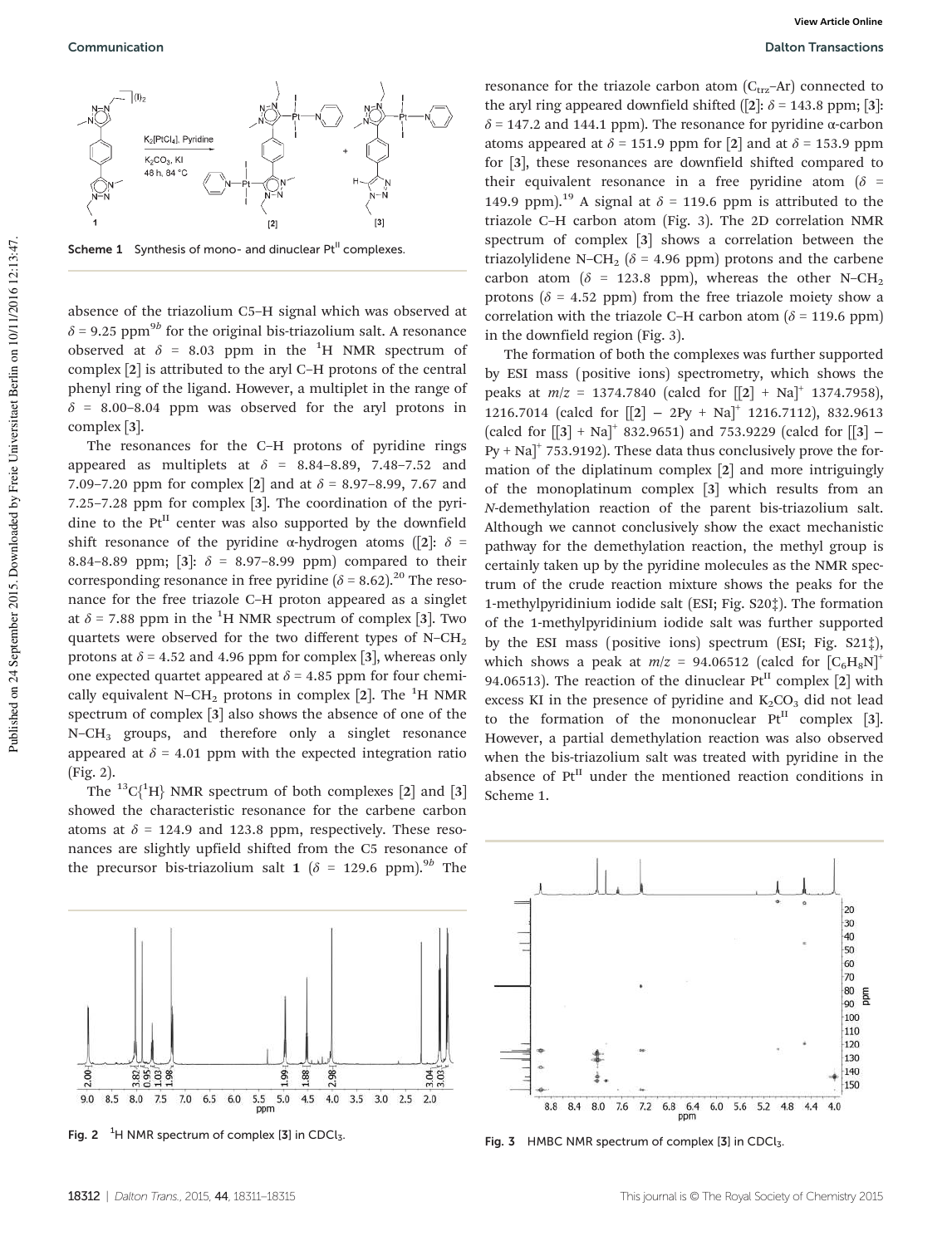Scheme 1 Synthesis of mono- and dinuclear Pt$^{II}$ complexes.

absence of the triazolium C5–H signal which was observed at $\delta$ = 9.25 ppm[9b] for the original bis-triazolium salt. A resonance observed at $\delta$ = 8.03 ppm in the $^1$H NMR spectrum of complex [2] is attributed to the aryl C–H protons of the central phenyl ring of the ligand. However, a multiplet in the range of $\delta$ = 8.00–8.04 ppm was observed for the aryl protons in complex [3].

The resonances for the C–H protons of pyridine rings appeared as multiplets at $\delta$ = 8.84–8.89, 7.48–7.52 and 7.09–7.20 ppm for complex [2] and at $\delta$ = 8.97–8.99, 7.67 and 7.25–7.28 ppm for complex [3]. The coordination of the pyridine to the Pt$^{II}$ center was also supported by the downfield shift resonance of the pyridine α-hydrogen atoms ([2]: $\delta$ = 8.84–8.89 ppm; [3]: $\delta$ = 8.97–8.99 ppm) compared to their corresponding resonance in free pyridine ($\delta$ = 8.62).[20] The resonance for the free triazole C–H proton appeared as a singlet at $\delta$ = 7.88 ppm in the $^1$H NMR spectrum of complex [3]. Two quartets were observed for the two different types of N–$CH_2$ protons at $\delta$ = 4.52 and 4.96 ppm for complex [3], whereas only one expected quartet appeared at $\delta$ = 4.85 ppm for four chemically equivalent N–$CH_2$ protons in complex [2]. The $^1$H NMR spectrum of complex [3] also shows the absence of one of the N–$CH_3$ groups, and therefore only a singlet resonance appeared at $\delta$ = 4.01 ppm with the expected integration ratio (Fig. 2).

The $^{13}$C{$^1$H} NMR spectrum of both complexes [2] and [3] showed the characteristic resonance for the carbene carbon atoms at $\delta$ = 124.9 and 123.8 ppm, respectively. These resonances are slightly upfield shifted from the C5 resonance of the precursor bis-triazolium salt **1** ($\delta$ = 129.6 ppm).[9b] The resonance for the triazole carbon atom ($C_{trz}$–Ar) connected to the aryl ring appeared downfield shifted ([2]: $\delta$ = 143.8 ppm; [3]: $\delta$ = 147.2 and 144.1 ppm). The resonance for pyridine α-carbon atoms appeared at $\delta$ = 151.9 ppm for [2] and at $\delta$ = 153.9 ppm for [3], these resonances are downfield shifted compared to their equivalent resonance in a free pyridine atom ($\delta$ = 149.9 ppm).[19] A signal at $\delta$ = 119.6 ppm is attributed to the triazole C–H carbon atom (Fig. 3). The 2D correlation NMR spectrum of complex [3] shows a correlation between the triazolylidene N–$CH_2$ ($\delta$ = 4.96 ppm) protons and the carbene carbon atom ($\delta$ = 123.8 ppm), whereas the other N–$CH_2$ protons ($\delta$ = 4.52 ppm) from the free triazole moiety show a correlation with the triazole C–H carbon atom ($\delta$ = 119.6 ppm) in the downfield region (Fig. 3).

The formation of both the complexes was further supported by ESI mass (positive ions) spectrometry, which shows the peaks at $m/z$ = 1374.7840 (calcd for [[2] + Na]$^+$ 1374.7958), 1216.7014 (calcd for [[2] − 2Py + Na]$^+$ 1216.7112), 832.9613 (calcd for [[3] + Na]$^+$ 832.9651) and 753.9229 (calcd for [[3] − Py + Na]$^+$ 753.9192). These data thus conclusively prove the formation of the diplatinum complex [2] and more intriguingly of the monoplatinum complex [3] which results from an *N*-demethylation reaction of the parent bis-triazolium salt. Although we cannot conclusively show the exact mechanistic pathway for the demethylation reaction, the methyl group is certainly taken up by the pyridine molecules as the NMR spectrum of the crude reaction mixture shows the peaks for the 1-methylpyridinium iodide salt (ESI; Fig. S20‡). The formation of the 1-methylpyridinium iodide salt was further supported by the ESI mass (positive ions) spectrum (ESI; Fig. S21‡), which shows a peak at $m/z$ = 94.06512 (calcd for [$C_6H_8N$]$^+$ 94.06513). The reaction of the dinuclear Pt$^{II}$ complex [2] with excess KI in the presence of pyridine and $K_2CO_3$ did not lead to the formation of the mononuclear Pt$^{II}$ complex [3]. However, a partial demethylation reaction was also observed when the bis-triazolium salt was treated with pyridine in the absence of Pt$^{II}$ under the mentioned reaction conditions in Scheme 1.

Fig. 2 $^1$H NMR spectrum of complex [3] in $CDCl_3$.

Fig. 3 HMBC NMR spectrum of complex [3] in $CDCl_3$.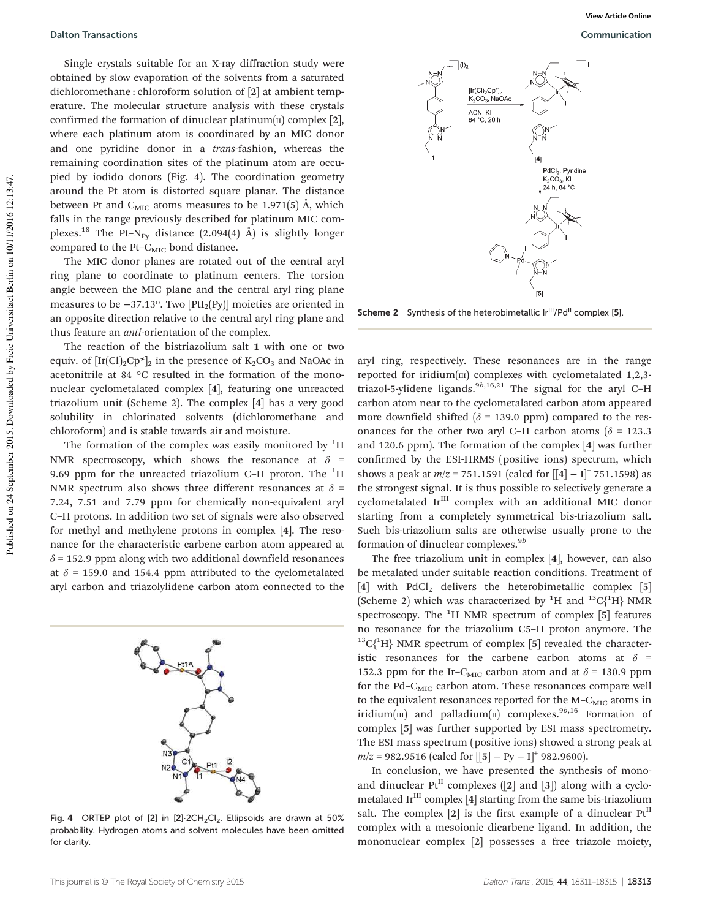Single crystals suitable for an X-ray diffraction study were obtained by slow evaporation of the solvents from a saturated dichloromethane : chloroform solution of [**2**] at ambient temperature. The molecular structure analysis with these crystals confirmed the formation of dinuclear platinum(II) complex [**2**], where each platinum atom is coordinated by an MIC donor and one pyridine donor in a *trans*-fashion, whereas the remaining coordination sites of the platinum atom are occupied by iodido donors (Fig. 4). The coordination geometry around the Pt atom is distorted square planar. The distance between Pt and $C_{MIC}$ atoms measures to be 1.971(5) Å, which falls in the range previously described for platinum MIC complexes.[18] The Pt–$N_{Py}$ distance (2.094(4) Å) is slightly longer compared to the Pt–$C_{MIC}$ bond distance.

The MIC donor planes are rotated out of the central aryl ring plane to coordinate to platinum centers. The torsion angle between the MIC plane and the central aryl ring plane measures to be −37.13°. Two [$PtI_2$(Py)] moieties are oriented in an opposite direction relative to the central aryl ring plane and thus feature an *anti*-orientation of the complex.

The reaction of the bistriazolium salt **1** with one or two equiv. of $[Ir(Cl)_2Cp^*]_2$ in the presence of $K_2CO_3$ and NaOAc in acetonitrile at 84 °C resulted in the formation of the mononuclear cyclometalated complex [**4**], featuring one unreacted triazolium unit (Scheme 2). The complex [**4**] has a very good solubility in chlorinated solvents (dichloromethane and chloroform) and is stable towards air and moisture.

The formation of the complex was easily monitored by $^1H$ NMR spectroscopy, which shows the resonance at $\delta$ = 9.69 ppm for the unreacted triazolium C–H proton. The $^1H$ NMR spectrum also shows three different resonances at $\delta$ = 7.24, 7.51 and 7.79 ppm for chemically non-equivalent aryl C–H protons. In addition two set of signals were also observed for methyl and methylene protons in complex [**4**]. The resonance for the characteristic carbene carbon atom appeared at $\delta$ = 152.9 ppm along with two additional downfield resonances at $\delta$ = 159.0 and 154.4 ppm attributed to the cyclometalated aryl carbon and triazolylidene carbon atom connected to the aryl ring, respectively. These resonances are in the range reported for iridium(III) complexes with cyclometalated 1,2,3-triazol-5-ylidene ligands.[9b,16,21] The signal for the aryl C–H carbon atom near to the cyclometalated carbon atom appeared more downfield shifted ($\delta$ = 139.0 ppm) compared to the resonances for the other two aryl C–H carbon atoms ($\delta$ = 123.3 and 120.6 ppm). The formation of the complex [**4**] was further confirmed by the ESI-HRMS (positive ions) spectrum, which shows a peak at $m/z$ = 751.1591 (calcd for $[[\mathbf{4}] - I]^+$ 751.1598) as the strongest signal. It is thus possible to selectively generate a cyclometalated $Ir^{III}$ complex with an additional MIC donor starting from a completely symmetrical bis-triazolium salt. Such bis-triazolium salts are otherwise usually prone to the formation of dinuclear complexes.[9b]

Fig. 4 ORTEP plot of [**2**] in [**2**]·$2CH_2Cl_2$. Ellipsoids are drawn at 50% probability. Hydrogen atoms and solvent molecules have been omitted for clarity.

Scheme 2 Synthesis of the heterobimetallic $Ir^{III}/Pd^{II}$ complex [**5**].

The free triazolium unit in complex [**4**], however, can also be metalated under suitable reaction conditions. Treatment of [**4**] with $PdCl_2$ delivers the heterobimetallic complex [**5**] (Scheme 2) which was characterized by $^1H$ and $^{13}C\{^1H\}$ NMR spectroscopy. The $^1H$ NMR spectrum of complex [**5**] features no resonance for the triazolium C5–H proton anymore. The $^{13}C\{^1H\}$ NMR spectrum of complex [**5**] revealed the characteristic resonances for the carbene carbon atoms at $\delta$ = 152.3 ppm for the Ir–$C_{MIC}$ carbon atom and at $\delta$ = 130.9 ppm for the Pd–$C_{MIC}$ carbon atom. These resonances compare well to the equivalent resonances reported for the M–$C_{MIC}$ atoms in iridium(III) and palladium(II) complexes.[9b,16] Formation of complex [**5**] was further supported by ESI mass spectrometry. The ESI mass spectrum (positive ions) showed a strong peak at $m/z$ = 982.9516 (calcd for $[[\mathbf{5}] - Py - I]^+$ 982.9600).

In conclusion, we have presented the synthesis of mono- and dinuclear $Pt^{II}$ complexes ([**2**] and [**3**]) along with a cyclometalated $Ir^{III}$ complex [**4**] starting from the same bis-triazolium salt. The complex [**2**] is the first example of a dinuclear $Pt^{II}$ complex with a mesoionic dicarbene ligand. In addition, the mononuclear complex [**2**] possesses a free triazole moiety,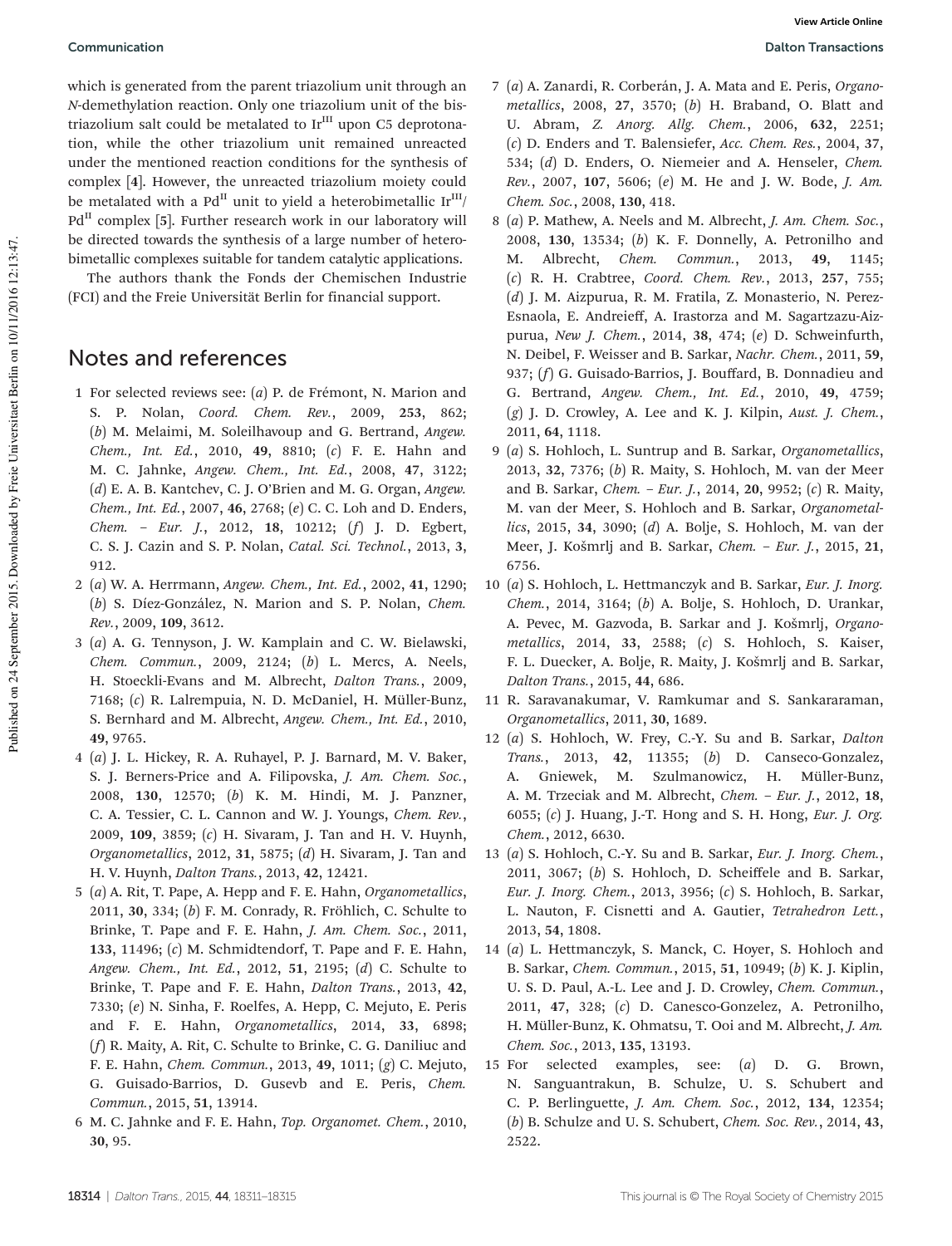which is generated from the parent triazolium unit through an N-demethylation reaction. Only one triazolium unit of the bis-triazolium salt could be metalated to $Ir^{III}$ upon C5 deprotonation, while the other triazolium unit remained unreacted under the mentioned reaction conditions for the synthesis of complex [**4**]. However, the unreacted triazolium moiety could be metalated with a $Pd^{II}$ unit to yield a heterobimetallic $Ir^{III}$/$Pd^{II}$ complex [**5**]. Further research work in our laboratory will be directed towards the synthesis of a large number of heterobimetallic complexes suitable for tandem catalytic applications.

The authors thank the Fonds der Chemischen Industrie (FCI) and the Freie Universität Berlin for financial support.

## Notes and references

1 For selected reviews see: (*a*) P. de Frémont, N. Marion and S. P. Nolan, *Coord. Chem. Rev.*, 2009, **253**, 862; (*b*) M. Melaimi, M. Soleilhavoup and G. Bertrand, *Angew. Chem., Int. Ed.*, 2010, **49**, 8810; (*c*) F. E. Hahn and M. C. Jahnke, *Angew. Chem., Int. Ed.*, 2008, **47**, 3122; (*d*) E. A. B. Kantchev, C. J. O'Brien and M. G. Organ, *Angew. Chem., Int. Ed.*, 2007, **46**, 2768; (*e*) C. C. Loh and D. Enders, *Chem. – Eur. J.*, 2012, **18**, 10212; (*f*) J. D. Egbert, C. S. J. Cazin and S. P. Nolan, *Catal. Sci. Technol.*, 2013, **3**, 912.

2 (*a*) W. A. Herrmann, *Angew. Chem., Int. Ed.*, 2002, **41**, 1290; (*b*) S. Díez-González, N. Marion and S. P. Nolan, *Chem. Rev.*, 2009, **109**, 3612.

3 (*a*) A. G. Tennyson, J. W. Kamplain and C. W. Bielawski, *Chem. Commun.*, 2009, 2124; (*b*) L. Mercs, A. Neels, H. Stoeckli-Evans and M. Albrecht, *Dalton Trans.*, 2009, 7168; (*c*) R. Lalrempuia, N. D. McDaniel, H. Müller-Bunz, S. Bernhard and M. Albrecht, *Angew. Chem., Int. Ed.*, 2010, **49**, 9765.

4 (*a*) J. L. Hickey, R. A. Ruhayel, P. J. Barnard, M. V. Baker, S. J. Berners-Price and A. Filipovska, *J. Am. Chem. Soc.*, 2008, **130**, 12570; (*b*) K. M. Hindi, M. J. Panzner, C. A. Tessier, C. L. Cannon and W. J. Youngs, *Chem. Rev.*, 2009, **109**, 3859; (*c*) H. Sivaram, J. Tan and H. V. Huynh, *Organometallics*, 2012, **31**, 5875; (*d*) H. Sivaram, J. Tan and H. V. Huynh, *Dalton Trans.*, 2013, **42**, 12421.

5 (*a*) A. Rit, T. Pape, A. Hepp and F. E. Hahn, *Organometallics*, 2011, **30**, 334; (*b*) F. M. Conrady, R. Fröhlich, C. Schulte to Brinke, T. Pape and F. E. Hahn, *J. Am. Chem. Soc.*, 2011, **133**, 11496; (*c*) M. Schmidtendorf, T. Pape and F. E. Hahn, *Angew. Chem., Int. Ed.*, 2012, **51**, 2195; (*d*) C. Schulte to Brinke, T. Pape and F. E. Hahn, *Dalton Trans.*, 2013, **42**, 7330; (*e*) N. Sinha, F. Roelfes, A. Hepp, C. Mejuto, E. Peris and F. E. Hahn, *Organometallics*, 2014, **33**, 6898; (*f*) R. Maity, A. Rit, C. Schulte to Brinke, C. G. Daniliuc and F. E. Hahn, *Chem. Commun.*, 2013, **49**, 1011; (*g*) C. Mejuto, G. Guisado-Barrios, D. Gusevb and E. Peris, *Chem. Commun.*, 2015, **51**, 13914.

6 M. C. Jahnke and F. E. Hahn, *Top. Organomet. Chem.*, 2010, **30**, 95.

7 (*a*) A. Zanardi, R. Corberán, J. A. Mata and E. Peris, *Organometallics*, 2008, **27**, 3570; (*b*) H. Braband, O. Blatt and U. Abram, *Z. Anorg. Allg. Chem.*, 2006, **632**, 2251; (*c*) D. Enders and T. Balensiefer, *Acc. Chem. Res.*, 2004, **37**, 534; (*d*) D. Enders, O. Niemeier and A. Henseler, *Chem. Rev.*, 2007, **107**, 5606; (*e*) M. He and J. W. Bode, *J. Am. Chem. Soc.*, 2008, **130**, 418.

8 (*a*) P. Mathew, A. Neels and M. Albrecht, *J. Am. Chem. Soc.*, 2008, **130**, 13534; (*b*) K. F. Donnelly, A. Petronilho and M. Albrecht, *Chem. Commun.*, 2013, **49**, 1145; (*c*) R. H. Crabtree, *Coord. Chem. Rev.*, 2013, **257**, 755; (*d*) J. M. Aizpurua, R. M. Fratila, Z. Monasterio, N. Perez-Esnaola, E. Andreieff, A. Irastorza and M. Sagartzazu-Aizpurua, *New J. Chem.*, 2014, **38**, 474; (*e*) D. Schweinfurth, N. Deibel, F. Weisser and B. Sarkar, *Nachr. Chem.*, 2011, **59**, 937; (*f*) G. Guisado-Barrios, J. Bouffard, B. Donnadieu and G. Bertrand, *Angew. Chem., Int. Ed.*, 2010, **49**, 4759; (*g*) J. D. Crowley, A. Lee and K. J. Kilpin, *Aust. J. Chem.*, 2011, **64**, 1118.

9 (*a*) S. Hohloch, L. Suntrup and B. Sarkar, *Organometallics*, 2013, **32**, 7376; (*b*) R. Maity, S. Hohloch, M. van der Meer and B. Sarkar, *Chem. – Eur. J.*, 2014, **20**, 9952; (*c*) R. Maity, M. van der Meer, S. Hohloch and B. Sarkar, *Organometallics*, 2015, **34**, 3090; (*d*) A. Bolje, S. Hohloch, M. van der Meer, J. Košmrlj and B. Sarkar, *Chem. – Eur. J.*, 2015, **21**, 6756.

10 (*a*) S. Hohloch, L. Hettmanczyk and B. Sarkar, *Eur. J. Inorg. Chem.*, 2014, 3164; (*b*) A. Bolje, S. Hohloch, D. Urankar, A. Pevec, M. Gazvoda, B. Sarkar and J. Košmrlj, *Organometallics*, 2014, **33**, 2588; (*c*) S. Hohloch, S. Kaiser, F. L. Duecker, A. Bolje, R. Maity, J. Košmrlj and B. Sarkar, *Dalton Trans.*, 2015, **44**, 686.

11 R. Saravanakumar, V. Ramkumar and S. Sankararaman, *Organometallics*, 2011, **30**, 1689.

12 (*a*) S. Hohloch, W. Frey, C.-Y. Su and B. Sarkar, *Dalton Trans.*, 2013, **42**, 11355; (*b*) D. Canseco-Gonzalez, A. Gniewek, M. Szulmanowicz, H. Müller-Bunz, A. M. Trzeciak and M. Albrecht, *Chem. – Eur. J.*, 2012, **18**, 6055; (*c*) J. Huang, J.-T. Hong and S. H. Hong, *Eur. J. Org. Chem.*, 2012, 6630.

13 (*a*) S. Hohloch, C.-Y. Su and B. Sarkar, *Eur. J. Inorg. Chem.*, 2011, 3067; (*b*) S. Hohloch, D. Scheiffele and B. Sarkar, *Eur. J. Inorg. Chem.*, 2013, 3956; (*c*) S. Hohloch, B. Sarkar, L. Nauton, F. Cisnetti and A. Gautier, *Tetrahedron Lett.*, 2013, **54**, 1808.

14 (*a*) L. Hettmanczyk, S. Manck, C. Hoyer, S. Hohloch and B. Sarkar, *Chem. Commun.*, 2015, **51**, 10949; (*b*) K. J. Kiplin, U. S. D. Paul, A.-L. Lee and J. D. Crowley, *Chem. Commun.*, 2011, **47**, 328; (*c*) D. Canesco-Gonzelez, A. Petronilho, H. Müller-Bunz, K. Ohmatsu, T. Ooi and M. Albrecht, *J. Am. Chem. Soc.*, 2013, **135**, 13193.

15 For selected examples, see: (*a*) D. G. Brown, N. Sanguantrakun, B. Schulze, U. S. Schubert and C. P. Berlinguette, *J. Am. Chem. Soc.*, 2012, **134**, 12354; (*b*) B. Schulze and U. S. Schubert, *Chem. Soc. Rev.*, 2014, **43**, 2522.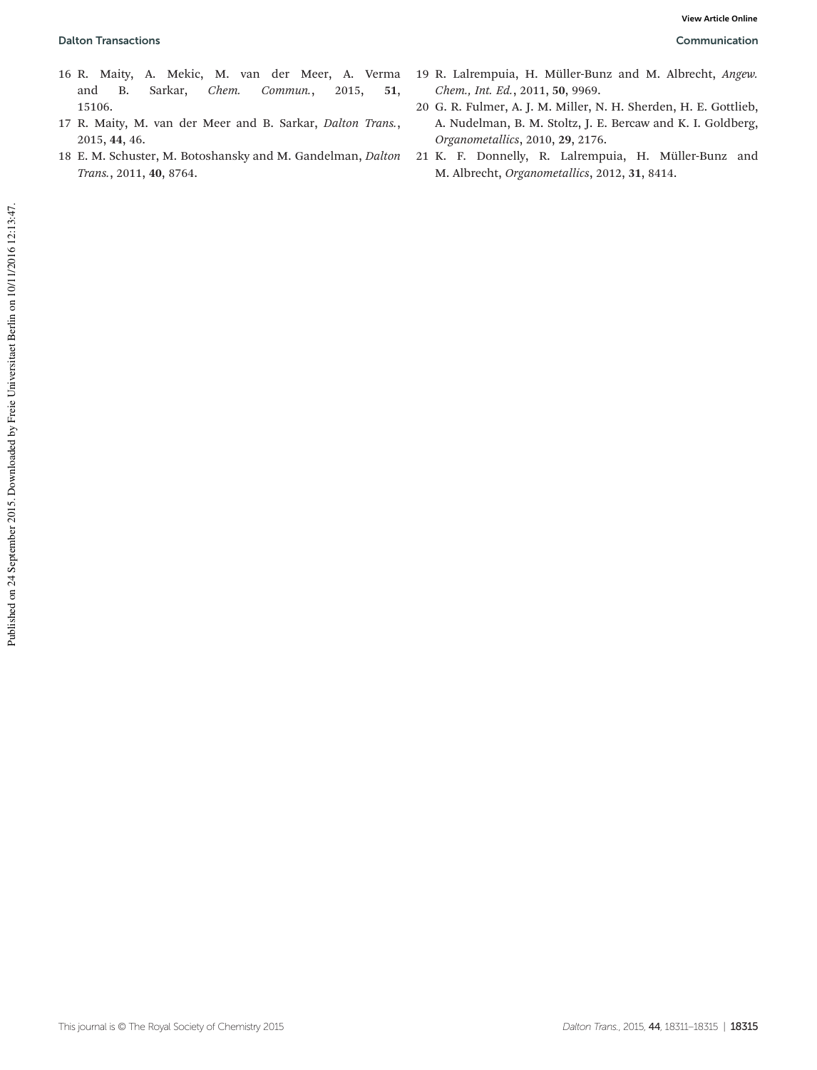16 R. Maity, A. Mekic, M. van der Meer, A. Verma and B. Sarkar, *Chem. Commun.*, 2015, **51**, 15106.

17 R. Maity, M. van der Meer and B. Sarkar, *Dalton Trans.*, 2015, **44**, 46.

18 E. M. Schuster, M. Botoshansky and M. Gandelman, *Dalton Trans.*, 2011, **40**, 8764.

19 R. Lalrempuia, H. Müller-Bunz and M. Albrecht, *Angew. Chem., Int. Ed.*, 2011, **50**, 9969.

20 G. R. Fulmer, A. J. M. Miller, N. H. Sherden, H. E. Gottlieb, A. Nudelman, B. M. Stoltz, J. E. Bercaw and K. I. Goldberg, *Organometallics*, 2010, **29**, 2176.

21 K. F. Donnelly, R. Lalrempuia, H. Müller-Bunz and M. Albrecht, *Organometallics*, 2012, **31**, 8414.